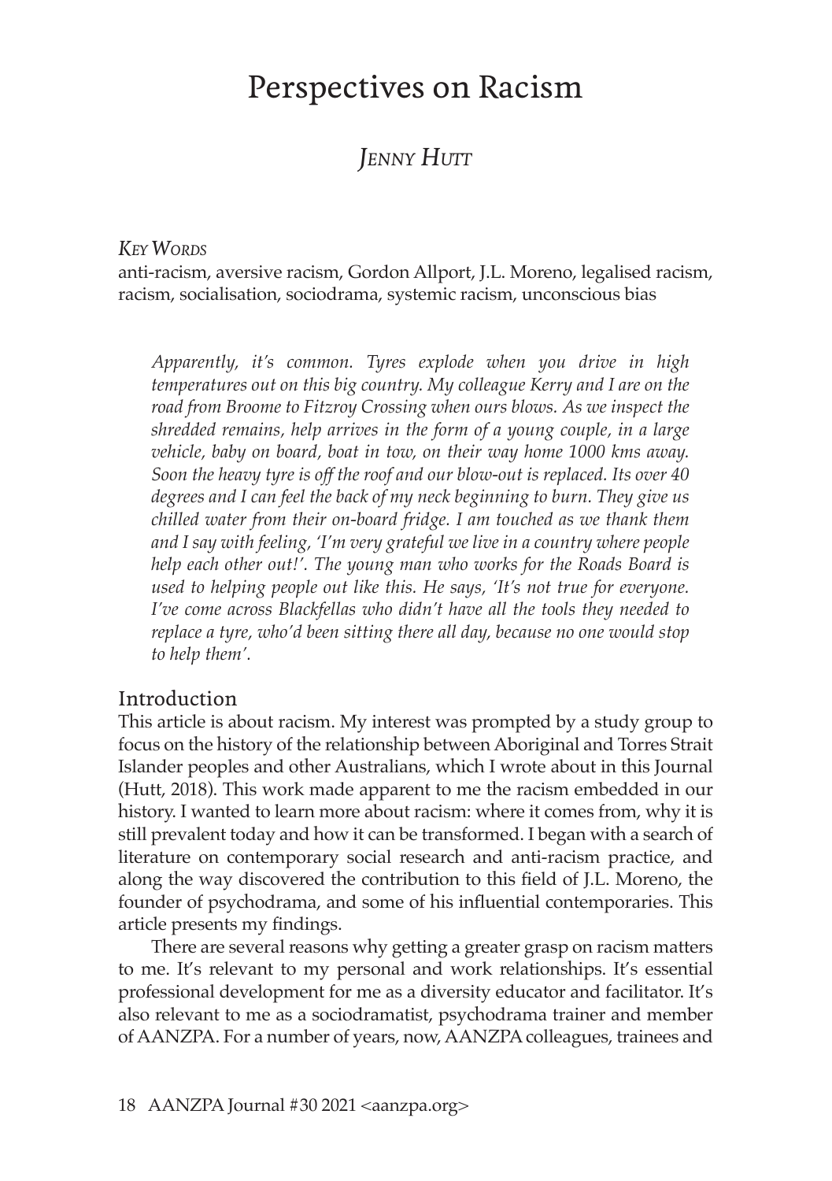# Perspectives on Racism

## *Jenny Hutt*

*Key Words*

anti-racism, aversive racism, Gordon Allport, J.L. Moreno, legalised racism, racism, socialisation, sociodrama, systemic racism, unconscious bias

> *Apparently, it's common. Tyres explode when you drive in high temperatures out on this big country. My colleague Kerry and I are on the road from Broome to Fitzroy Crossing when ours blows. As we inspect the shredded remains, help arrives in the form of a young couple, in a large vehicle, baby on board, boat in tow, on their way home 1000 kms away. Soon the heavy tyre is off the roof and our blow-out is replaced. Its over 40 degrees and I can feel the back of my neck beginning to burn. They give us chilled water from their on-board fridge. I am touched as we thank them and I say with feeling, 'I'm very grateful we live in a country where people help each other out!'. The young man who works for the Roads Board is used to helping people out like this. He says, 'It's not true for everyone. I've come across Blackfellas who didn't have all the tools they needed to replace a tyre, who'd been sitting there all day, because no one would stop to help them'.*

## Introduction

This article is about racism. My interest was prompted by a study group to focus on the history of the relationship between Aboriginal and Torres Strait Islander peoples and other Australians, which I wrote about in this Journal (Hutt, 2018). This work made apparent to me the racism embedded in our history. I wanted to learn more about racism: where it comes from, why it is still prevalent today and how it can be transformed. I began with a search of literature on contemporary social research and anti-racism practice, and along the way discovered the contribution to this field of J.L. Moreno, the founder of psychodrama, and some of his influential contemporaries. This article presents my findings.

There are several reasons why getting a greater grasp on racism matters to me. It's relevant to my personal and work relationships. It's essential professional development for me as a diversity educator and facilitator. It's also relevant to me as a sociodramatist, psychodrama trainer and member of AANZPA. For a number of years, now, AANZPA colleagues, trainees and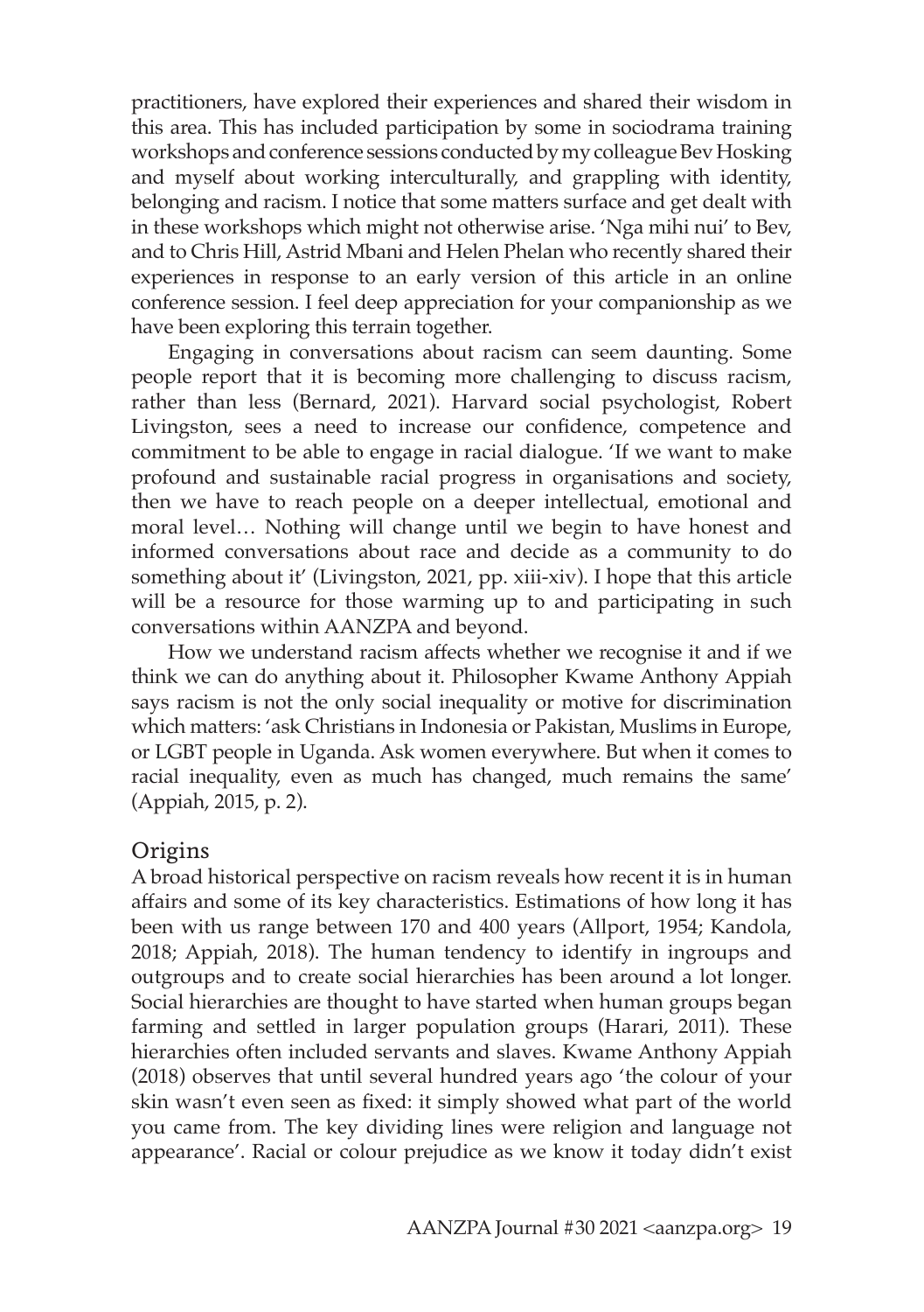practitioners, have explored their experiences and shared their wisdom in this area. This has included participation by some in sociodrama training workshops and conference sessions conducted by my colleague Bev Hosking and myself about working interculturally, and grappling with identity, belonging and racism. I notice that some matters surface and get dealt with in these workshops which might not otherwise arise. 'Nga mihi nui' to Bev, and to Chris Hill, Astrid Mbani and Helen Phelan who recently shared their experiences in response to an early version of this article in an online conference session. I feel deep appreciation for your companionship as we have been exploring this terrain together.

Engaging in conversations about racism can seem daunting. Some people report that it is becoming more challenging to discuss racism, rather than less (Bernard, 2021). Harvard social psychologist, Robert Livingston, sees a need to increase our confidence, competence and commitment to be able to engage in racial dialogue. 'If we want to make profound and sustainable racial progress in organisations and society, then we have to reach people on a deeper intellectual, emotional and moral level… Nothing will change until we begin to have honest and informed conversations about race and decide as a community to do something about it' (Livingston, 2021, pp. xiii-xiv). I hope that this article will be a resource for those warming up to and participating in such conversations within AANZPA and beyond.

How we understand racism affects whether we recognise it and if we think we can do anything about it. Philosopher Kwame Anthony Appiah says racism is not the only social inequality or motive for discrimination which matters: 'ask Christians in Indonesia or Pakistan, Muslims in Europe, or LGBT people in Uganda. Ask women everywhere. But when it comes to racial inequality, even as much has changed, much remains the same' (Appiah, 2015, p. 2).

## Origins

A broad historical perspective on racism reveals how recent it is in human affairs and some of its key characteristics. Estimations of how long it has been with us range between 170 and 400 years (Allport, 1954; Kandola, 2018; Appiah, 2018). The human tendency to identify in ingroups and outgroups and to create social hierarchies has been around a lot longer. Social hierarchies are thought to have started when human groups began farming and settled in larger population groups (Harari, 2011). These hierarchies often included servants and slaves. Kwame Anthony Appiah (2018) observes that until several hundred years ago 'the colour of your skin wasn't even seen as fixed: it simply showed what part of the world you came from. The key dividing lines were religion and language not appearance'. Racial or colour prejudice as we know it today didn't exist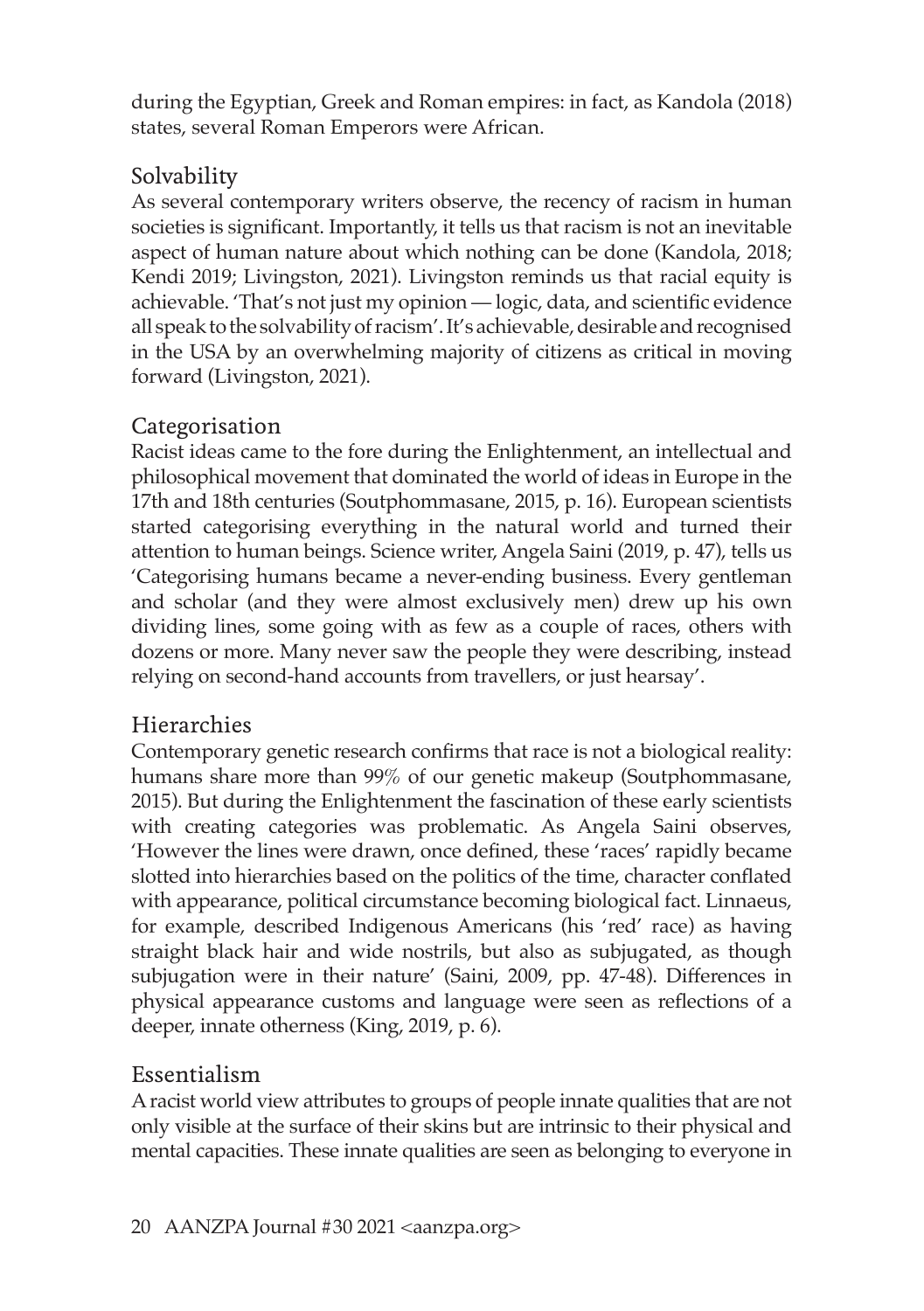during the Egyptian, Greek and Roman empires: in fact, as Kandola (2018) states, several Roman Emperors were African.

## Solvability

As several contemporary writers observe, the recency of racism in human societies is significant. Importantly, it tells us that racism is not an inevitable aspect of human nature about which nothing can be done (Kandola, 2018; Kendi 2019; Livingston, 2021). Livingston reminds us that racial equity is achievable. 'That's not just my opinion — logic, data, and scientific evidence all speak to the solvability of racism'. It's achievable, desirable and recognised in the USA by an overwhelming majority of citizens as critical in moving forward (Livingston, 2021).

## Categorisation

Racist ideas came to the fore during the Enlightenment, an intellectual and philosophical movement that dominated the world of ideas in Europe in the 17th and 18th centuries (Soutphommasane, 2015, p. 16). European scientists started categorising everything in the natural world and turned their attention to human beings. Science writer, Angela Saini (2019, p. 47), tells us 'Categorising humans became a never-ending business. Every gentleman and scholar (and they were almost exclusively men) drew up his own dividing lines, some going with as few as a couple of races, others with dozens or more. Many never saw the people they were describing, instead relying on second-hand accounts from travellers, or just hearsay'.

## Hierarchies

Contemporary genetic research confirms that race is not a biological reality: humans share more than 99% of our genetic makeup (Soutphommasane, 2015). But during the Enlightenment the fascination of these early scientists with creating categories was problematic. As Angela Saini observes, 'However the lines were drawn, once defined, these 'races' rapidly became slotted into hierarchies based on the politics of the time, character conflated with appearance, political circumstance becoming biological fact. Linnaeus, for example, described Indigenous Americans (his 'red' race) as having straight black hair and wide nostrils, but also as subjugated, as though subjugation were in their nature' (Saini, 2009, pp. 47-48). Differences in physical appearance customs and language were seen as reflections of a deeper, innate otherness (King, 2019, p. 6).

## Essentialism

A racist world view attributes to groups of people innate qualities that are not only visible at the surface of their skins but are intrinsic to their physical and mental capacities. These innate qualities are seen as belonging to everyone in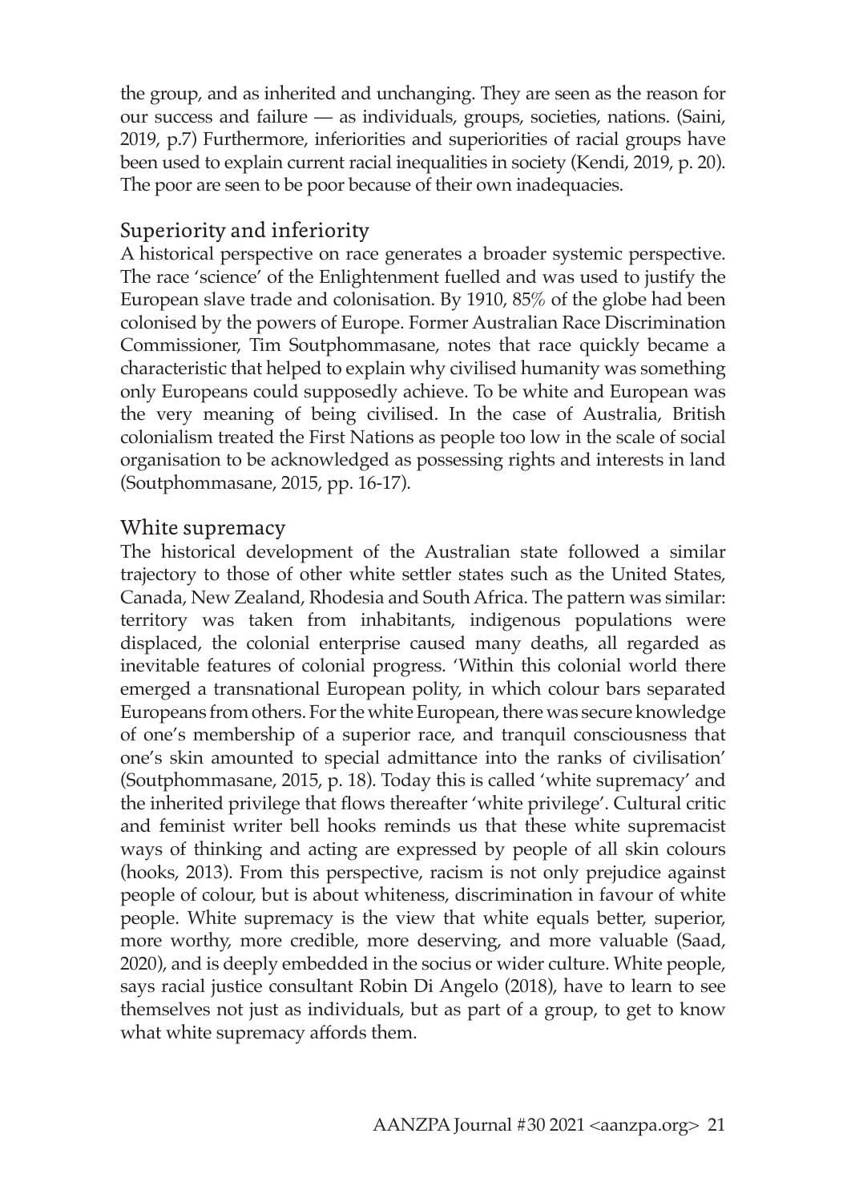the group, and as inherited and unchanging. They are seen as the reason for our success and failure — as individuals, groups, societies, nations. (Saini, 2019, p.7) Furthermore, inferiorities and superiorities of racial groups have been used to explain current racial inequalities in society (Kendi, 2019, p. 20). The poor are seen to be poor because of their own inadequacies.

## Superiority and inferiority

A historical perspective on race generates a broader systemic perspective. The race 'science' of the Enlightenment fuelled and was used to justify the European slave trade and colonisation. By 1910, 85% of the globe had been colonised by the powers of Europe. Former Australian Race Discrimination Commissioner, Tim Soutphommasane, notes that race quickly became a characteristic that helped to explain why civilised humanity was something only Europeans could supposedly achieve. To be white and European was the very meaning of being civilised. In the case of Australia, British colonialism treated the First Nations as people too low in the scale of social organisation to be acknowledged as possessing rights and interests in land (Soutphommasane, 2015, pp. 16-17).

## White supremacy

The historical development of the Australian state followed a similar trajectory to those of other white settler states such as the United States, Canada, New Zealand, Rhodesia and South Africa. The pattern was similar: territory was taken from inhabitants, indigenous populations were displaced, the colonial enterprise caused many deaths, all regarded as inevitable features of colonial progress. 'Within this colonial world there emerged a transnational European polity, in which colour bars separated Europeans from others. For the white European, there was secure knowledge of one's membership of a superior race, and tranquil consciousness that one's skin amounted to special admittance into the ranks of civilisation' (Soutphommasane, 2015, p. 18). Today this is called 'white supremacy' and the inherited privilege that flows thereafter 'white privilege'. Cultural critic and feminist writer bell hooks reminds us that these white supremacist ways of thinking and acting are expressed by people of all skin colours (hooks, 2013). From this perspective, racism is not only prejudice against people of colour, but is about whiteness, discrimination in favour of white people. White supremacy is the view that white equals better, superior, more worthy, more credible, more deserving, and more valuable (Saad, 2020), and is deeply embedded in the socius or wider culture. White people, says racial justice consultant Robin Di Angelo (2018), have to learn to see themselves not just as individuals, but as part of a group, to get to know what white supremacy affords them.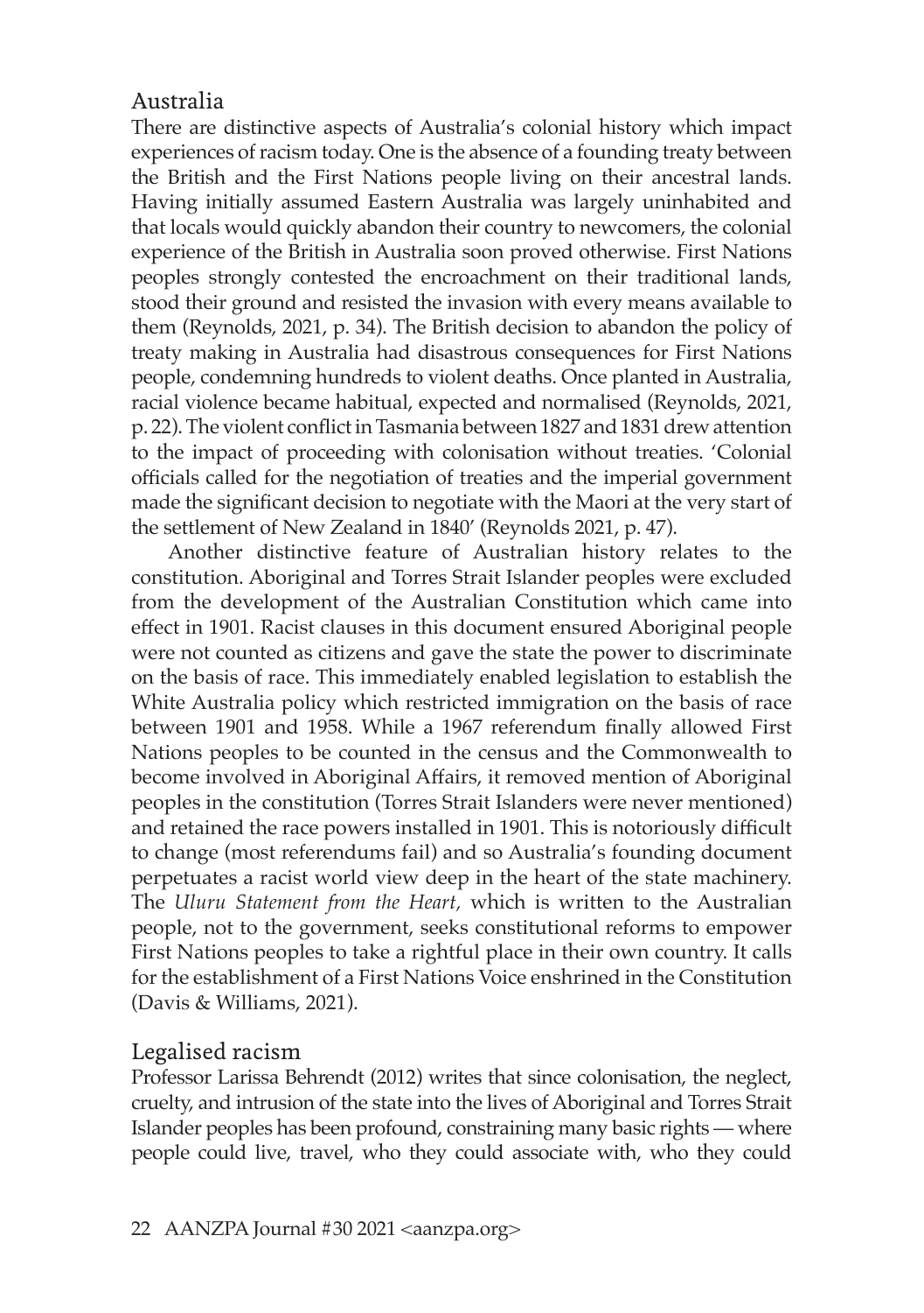## Australia

There are distinctive aspects of Australia's colonial history which impact experiences of racism today. One is the absence of a founding treaty between the British and the First Nations people living on their ancestral lands. Having initially assumed Eastern Australia was largely uninhabited and that locals would quickly abandon their country to newcomers, the colonial experience of the British in Australia soon proved otherwise. First Nations peoples strongly contested the encroachment on their traditional lands, stood their ground and resisted the invasion with every means available to them (Reynolds, 2021, p. 34). The British decision to abandon the policy of treaty making in Australia had disastrous consequences for First Nations people, condemning hundreds to violent deaths. Once planted in Australia, racial violence became habitual, expected and normalised (Reynolds, 2021, p. 22). The violent conflict in Tasmania between 1827 and 1831 drew attention to the impact of proceeding with colonisation without treaties. 'Colonial officials called for the negotiation of treaties and the imperial government made the significant decision to negotiate with the Maori at the very start of the settlement of New Zealand in 1840' (Reynolds 2021, p. 47).

Another distinctive feature of Australian history relates to the constitution. Aboriginal and Torres Strait Islander peoples were excluded from the development of the Australian Constitution which came into effect in 1901. Racist clauses in this document ensured Aboriginal people were not counted as citizens and gave the state the power to discriminate on the basis of race. This immediately enabled legislation to establish the White Australia policy which restricted immigration on the basis of race between 1901 and 1958. While a 1967 referendum finally allowed First Nations peoples to be counted in the census and the Commonwealth to become involved in Aboriginal Affairs, it removed mention of Aboriginal peoples in the constitution (Torres Strait Islanders were never mentioned) and retained the race powers installed in 1901. This is notoriously difficult to change (most referendums fail) and so Australia's founding document perpetuates a racist world view deep in the heart of the state machinery. The *Uluru Statement from the Heart,* which is written to the Australian people, not to the government, seeks constitutional reforms to empower First Nations peoples to take a rightful place in their own country. It calls for the establishment of a First Nations Voice enshrined in the Constitution (Davis & Williams, 2021).

## Legalised racism

Professor Larissa Behrendt (2012) writes that since colonisation, the neglect, cruelty, and intrusion of the state into the lives of Aboriginal and Torres Strait Islander peoples has been profound, constraining many basic rights — where people could live, travel, who they could associate with, who they could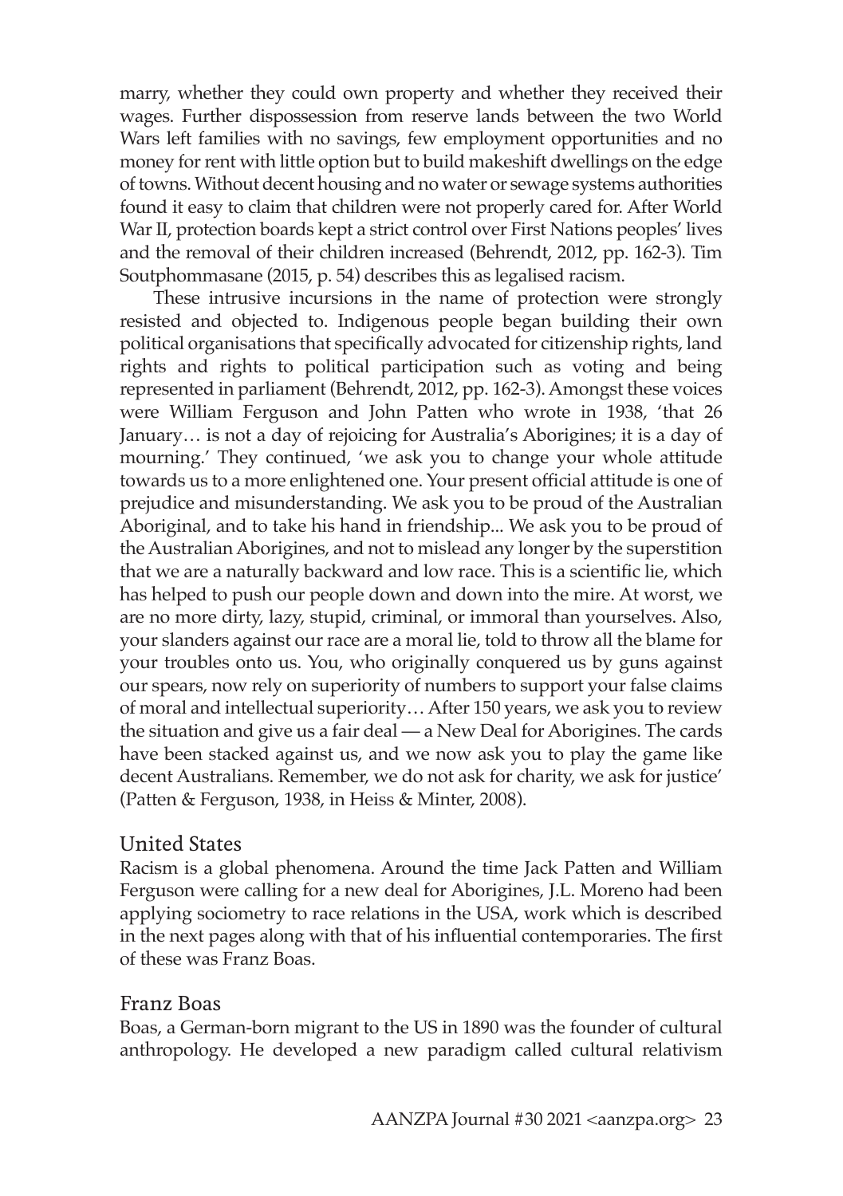marry, whether they could own property and whether they received their wages. Further dispossession from reserve lands between the two World Wars left families with no savings, few employment opportunities and no money for rent with little option but to build makeshift dwellings on the edge of towns. Without decent housing and no water or sewage systems authorities found it easy to claim that children were not properly cared for. After World War II, protection boards kept a strict control over First Nations peoples' lives and the removal of their children increased (Behrendt, 2012, pp. 162-3). Tim Soutphommasane (2015, p. 54) describes this as legalised racism.

These intrusive incursions in the name of protection were strongly resisted and objected to. Indigenous people began building their own political organisations that specifically advocated for citizenship rights, land rights and rights to political participation such as voting and being represented in parliament (Behrendt, 2012, pp. 162-3). Amongst these voices were William Ferguson and John Patten who wrote in 1938, 'that 26 January… is not a day of rejoicing for Australia's Aborigines; it is a day of mourning.' They continued, 'we ask you to change your whole attitude towards us to a more enlightened one. Your present official attitude is one of prejudice and misunderstanding. We ask you to be proud of the Australian Aboriginal, and to take his hand in friendship... We ask you to be proud of the Australian Aborigines, and not to mislead any longer by the superstition that we are a naturally backward and low race. This is a scientific lie, which has helped to push our people down and down into the mire. At worst, we are no more dirty, lazy, stupid, criminal, or immoral than yourselves. Also, your slanders against our race are a moral lie, told to throw all the blame for your troubles onto us. You, who originally conquered us by guns against our spears, now rely on superiority of numbers to support your false claims of moral and intellectual superiority… After 150 years, we ask you to review the situation and give us a fair deal — a New Deal for Aborigines. The cards have been stacked against us, and we now ask you to play the game like decent Australians. Remember, we do not ask for charity, we ask for justice' (Patten & Ferguson, 1938, in Heiss & Minter, 2008).

## United States

Racism is a global phenomena. Around the time Jack Patten and William Ferguson were calling for a new deal for Aborigines, J.L. Moreno had been applying sociometry to race relations in the USA, work which is described in the next pages along with that of his influential contemporaries. The first of these was Franz Boas.

## Franz Boas

Boas, a German-born migrant to the US in 1890 was the founder of cultural anthropology. He developed a new paradigm called cultural relativism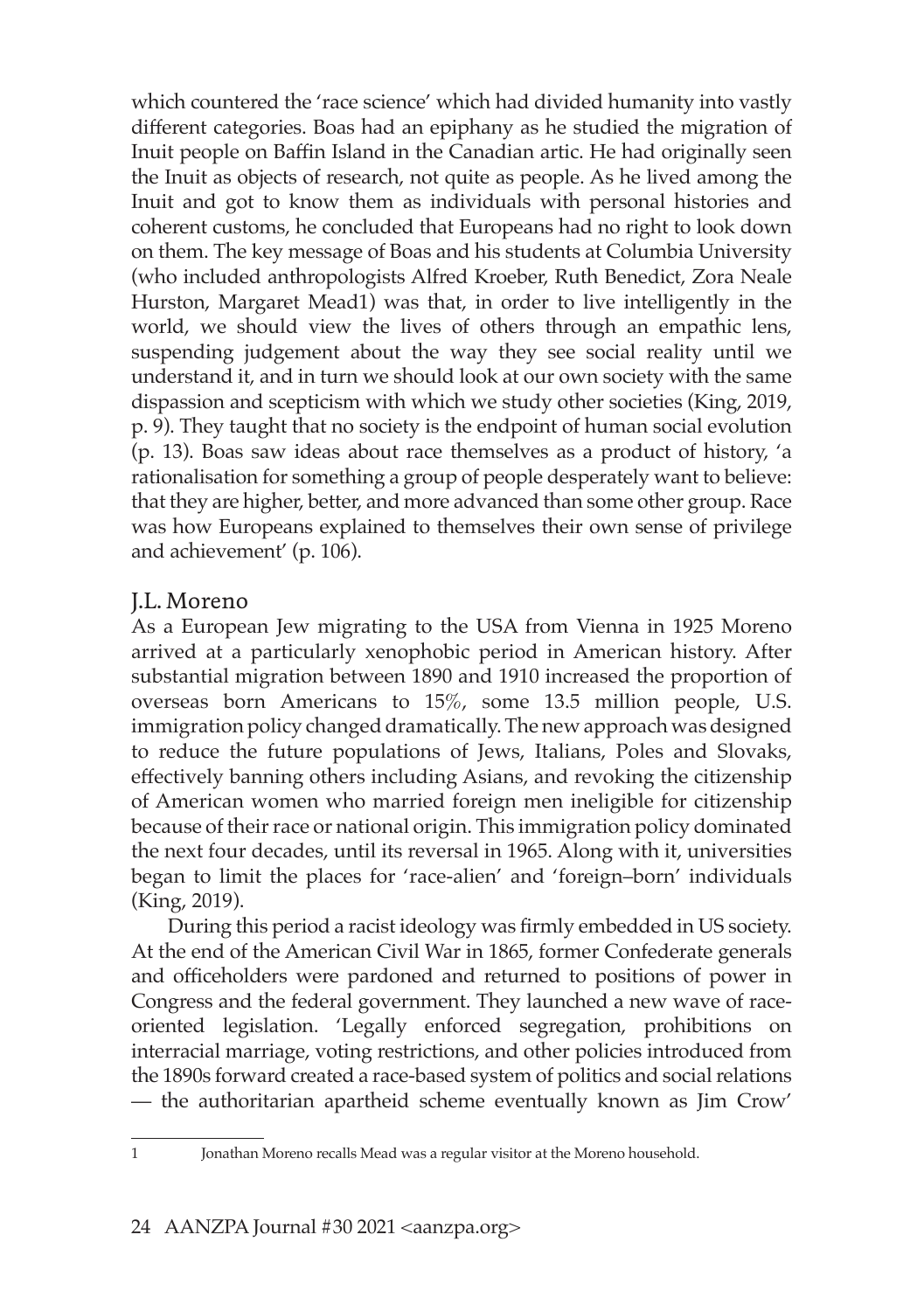which countered the 'race science' which had divided humanity into vastly different categories. Boas had an epiphany as he studied the migration of Inuit people on Baffin Island in the Canadian artic. He had originally seen the Inuit as objects of research, not quite as people. As he lived among the Inuit and got to know them as individuals with personal histories and coherent customs, he concluded that Europeans had no right to look down on them. The key message of Boas and his students at Columbia University (who included anthropologists Alfred Kroeber, Ruth Benedict, Zora Neale Hurston, Margaret Mead[1]) was that, in order to live intelligently in the world, we should view the lives of others through an empathic lens, suspending judgement about the way they see social reality until we understand it, and in turn we should look at our own society with the same dispassion and scepticism with which we study other societies (King, 2019, p. 9). They taught that no society is the endpoint of human social evolution (p. 13). Boas saw ideas about race themselves as a product of history, 'a rationalisation for something a group of people desperately want to believe: that they are higher, better, and more advanced than some other group. Race was how Europeans explained to themselves their own sense of privilege and achievement' (p. 106).

## J.L. Moreno

As a European Jew migrating to the USA from Vienna in 1925 Moreno arrived at a particularly xenophobic period in American history. After substantial migration between 1890 and 1910 increased the proportion of overseas born Americans to 15%, some 13.5 million people, U.S. immigration policy changed dramatically. The new approach was designed to reduce the future populations of Jews, Italians, Poles and Slovaks, effectively banning others including Asians, and revoking the citizenship of American women who married foreign men ineligible for citizenship because of their race or national origin. This immigration policy dominated the next four decades, until its reversal in 1965. Along with it, universities began to limit the places for 'race-alien' and 'foreign–born' individuals (King, 2019).

During this period a racist ideology was firmly embedded in US society. At the end of the American Civil War in 1865, former Confederate generals and officeholders were pardoned and returned to positions of power in Congress and the federal government. They launched a new wave of race-oriented legislation. 'Legally enforced segregation, prohibitions on interracial marriage, voting restrictions, and other policies introduced from the 1890s forward created a race-based system of politics and social relations — the authoritarian apartheid scheme eventually known as Jim Crow'

---

[1] Jonathan Moreno recalls Mead was a regular visitor at the Moreno household.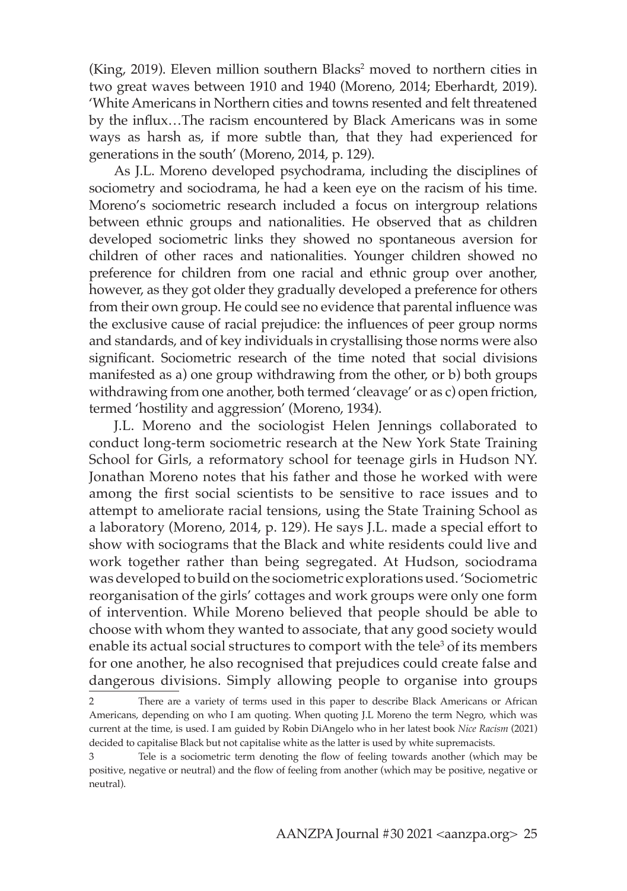(King, 2019). Eleven million southern Blacks[2] moved to northern cities in two great waves between 1910 and 1940 (Moreno, 2014; Eberhardt, 2019). 'White Americans in Northern cities and towns resented and felt threatened by the influx…The racism encountered by Black Americans was in some ways as harsh as, if more subtle than, that they had experienced for generations in the south' (Moreno, 2014, p. 129).

As J.L. Moreno developed psychodrama, including the disciplines of sociometry and sociodrama, he had a keen eye on the racism of his time. Moreno's sociometric research included a focus on intergroup relations between ethnic groups and nationalities. He observed that as children developed sociometric links they showed no spontaneous aversion for children of other races and nationalities. Younger children showed no preference for children from one racial and ethnic group over another, however, as they got older they gradually developed a preference for others from their own group. He could see no evidence that parental influence was the exclusive cause of racial prejudice: the influences of peer group norms and standards, and of key individuals in crystallising those norms were also significant. Sociometric research of the time noted that social divisions manifested as a) one group withdrawing from the other, or b) both groups withdrawing from one another, both termed 'cleavage' or as c) open friction, termed 'hostility and aggression' (Moreno, 1934).

J.L. Moreno and the sociologist Helen Jennings collaborated to conduct long-term sociometric research at the New York State Training School for Girls, a reformatory school for teenage girls in Hudson NY. Jonathan Moreno notes that his father and those he worked with were among the first social scientists to be sensitive to race issues and to attempt to ameliorate racial tensions, using the State Training School as a laboratory (Moreno, 2014, p. 129). He says J.L. made a special effort to show with sociograms that the Black and white residents could live and work together rather than being segregated. At Hudson, sociodrama was developed to build on the sociometric explorations used. 'Sociometric reorganisation of the girls' cottages and work groups were only one form of intervention. While Moreno believed that people should be able to choose with whom they wanted to associate, that any good society would enable its actual social structures to comport with the tele[3] of its members for one another, he also recognised that prejudices could create false and dangerous divisions. Simply allowing people to organise into groups

---

2 There are a variety of terms used in this paper to describe Black Americans or African Americans, depending on who I am quoting. When quoting J.L Moreno the term Negro, which was current at the time, is used. I am guided by Robin DiAngelo who in her latest book *Nice Racism* (2021) decided to capitalise Black but not capitalise white as the latter is used by white supremacists.

3 Tele is a sociometric term denoting the flow of feeling towards another (which may be positive, negative or neutral) and the flow of feeling from another (which may be positive, negative or neutral).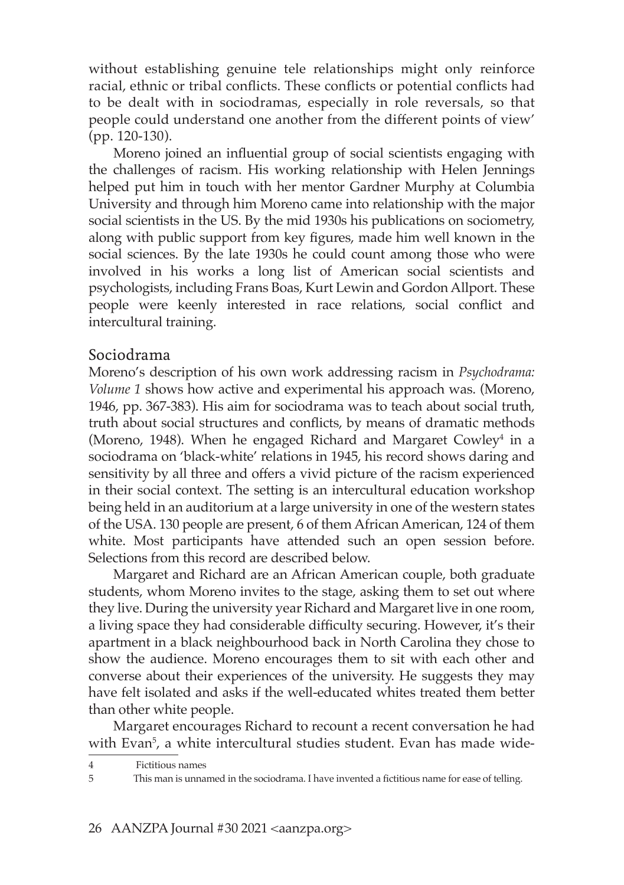without establishing genuine tele relationships might only reinforce racial, ethnic or tribal conflicts. These conflicts or potential conflicts had to be dealt with in sociodramas, especially in role reversals, so that people could understand one another from the different points of view' (pp. 120-130).

Moreno joined an influential group of social scientists engaging with the challenges of racism. His working relationship with Helen Jennings helped put him in touch with her mentor Gardner Murphy at Columbia University and through him Moreno came into relationship with the major social scientists in the US. By the mid 1930s his publications on sociometry, along with public support from key figures, made him well known in the social sciences. By the late 1930s he could count among those who were involved in his works a long list of American social scientists and psychologists, including Frans Boas, Kurt Lewin and Gordon Allport. These people were keenly interested in race relations, social conflict and intercultural training.

## Sociodrama

Moreno's description of his own work addressing racism in *Psychodrama: Volume 1* shows how active and experimental his approach was. (Moreno, 1946, pp. 367-383). His aim for sociodrama was to teach about social truth, truth about social structures and conflicts, by means of dramatic methods (Moreno, 1948). When he engaged Richard and Margaret Cowley[4] in a sociodrama on 'black-white' relations in 1945, his record shows daring and sensitivity by all three and offers a vivid picture of the racism experienced in their social context. The setting is an intercultural education workshop being held in an auditorium at a large university in one of the western states of the USA. 130 people are present, 6 of them African American, 124 of them white. Most participants have attended such an open session before. Selections from this record are described below.

Margaret and Richard are an African American couple, both graduate students, whom Moreno invites to the stage, asking them to set out where they live. During the university year Richard and Margaret live in one room, a living space they had considerable difficulty securing. However, it's their apartment in a black neighbourhood back in North Carolina they chose to show the audience. Moreno encourages them to sit with each other and converse about their experiences of the university. He suggests they may have felt isolated and asks if the well-educated whites treated them better than other white people.

Margaret encourages Richard to recount a recent conversation he had with Evan[5], a white intercultural studies student. Evan has made wide-

---

4 Fictitious names

5 This man is unnamed in the sociodrama. I have invented a fictitious name for ease of telling.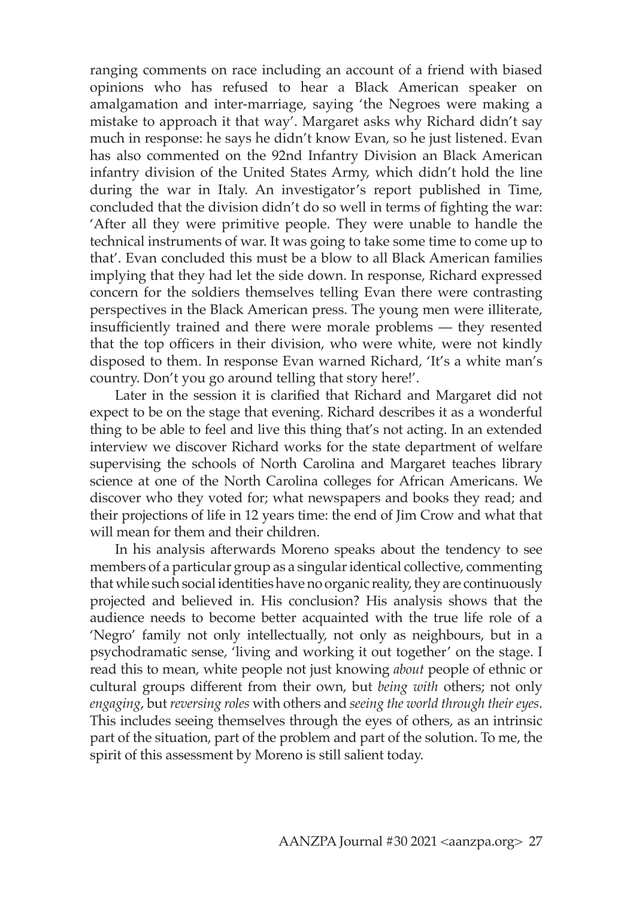ranging comments on race including an account of a friend with biased opinions who has refused to hear a Black American speaker on amalgamation and inter-marriage, saying 'the Negroes were making a mistake to approach it that way'. Margaret asks why Richard didn't say much in response: he says he didn't know Evan, so he just listened. Evan has also commented on the 92nd Infantry Division an Black American infantry division of the United States Army, which didn't hold the line during the war in Italy. An investigator's report published in Time, concluded that the division didn't do so well in terms of fighting the war: 'After all they were primitive people. They were unable to handle the technical instruments of war. It was going to take some time to come up to that'. Evan concluded this must be a blow to all Black American families implying that they had let the side down. In response, Richard expressed concern for the soldiers themselves telling Evan there were contrasting perspectives in the Black American press. The young men were illiterate, insufficiently trained and there were morale problems — they resented that the top officers in their division, who were white, were not kindly disposed to them. In response Evan warned Richard, 'It's a white man's country. Don't you go around telling that story here!'.

Later in the session it is clarified that Richard and Margaret did not expect to be on the stage that evening. Richard describes it as a wonderful thing to be able to feel and live this thing that's not acting. In an extended interview we discover Richard works for the state department of welfare supervising the schools of North Carolina and Margaret teaches library science at one of the North Carolina colleges for African Americans. We discover who they voted for; what newspapers and books they read; and their projections of life in 12 years time: the end of Jim Crow and what that will mean for them and their children.

In his analysis afterwards Moreno speaks about the tendency to see members of a particular group as a singular identical collective, commenting that while such social identities have no organic reality, they are continuously projected and believed in. His conclusion? His analysis shows that the audience needs to become better acquainted with the true life role of a 'Negro' family not only intellectually, not only as neighbours, but in a psychodramatic sense, 'living and working it out together' on the stage. I read this to mean, white people not just knowing *about* people of ethnic or cultural groups different from their own, but *being with* others; not only *engaging*, but *reversing roles* with others and *seeing the world through their eyes*. This includes seeing themselves through the eyes of others, as an intrinsic part of the situation, part of the problem and part of the solution. To me, the spirit of this assessment by Moreno is still salient today.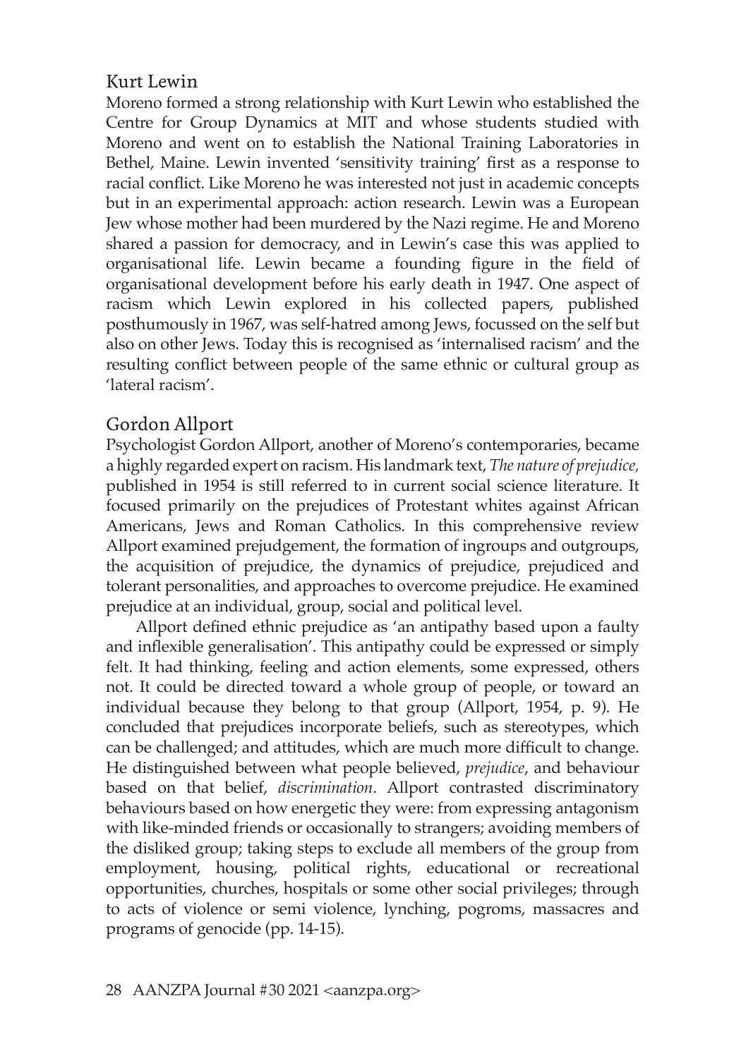## Kurt Lewin

Moreno formed a strong relationship with Kurt Lewin who established the Centre for Group Dynamics at MIT and whose students studied with Moreno and went on to establish the National Training Laboratories in Bethel, Maine. Lewin invented 'sensitivity training' first as a response to racial conflict. Like Moreno he was interested not just in academic concepts but in an experimental approach: action research. Lewin was a European Jew whose mother had been murdered by the Nazi regime. He and Moreno shared a passion for democracy, and in Lewin's case this was applied to organisational life. Lewin became a founding figure in the field of organisational development before his early death in 1947. One aspect of racism which Lewin explored in his collected papers, published posthumously in 1967, was self-hatred among Jews, focussed on the self but also on other Jews. Today this is recognised as 'internalised racism' and the resulting conflict between people of the same ethnic or cultural group as 'lateral racism'.

## Gordon Allport

Psychologist Gordon Allport, another of Moreno's contemporaries, became a highly regarded expert on racism. His landmark text, *The nature of prejudice,* published in 1954 is still referred to in current social science literature. It focused primarily on the prejudices of Protestant whites against African Americans, Jews and Roman Catholics. In this comprehensive review Allport examined prejudgement, the formation of ingroups and outgroups, the acquisition of prejudice, the dynamics of prejudice, prejudiced and tolerant personalities, and approaches to overcome prejudice. He examined prejudice at an individual, group, social and political level.

Allport defined ethnic prejudice as 'an antipathy based upon a faulty and inflexible generalisation'. This antipathy could be expressed or simply felt. It had thinking, feeling and action elements, some expressed, others not. It could be directed toward a whole group of people, or toward an individual because they belong to that group (Allport, 1954, p. 9). He concluded that prejudices incorporate beliefs, such as stereotypes, which can be challenged; and attitudes, which are much more difficult to change. He distinguished between what people believed, *prejudice*, and behaviour based on that belief, *discrimination*. Allport contrasted discriminatory behaviours based on how energetic they were: from expressing antagonism with like-minded friends or occasionally to strangers; avoiding members of the disliked group; taking steps to exclude all members of the group from employment, housing, political rights, educational or recreational opportunities, churches, hospitals or some other social privileges; through to acts of violence or semi violence, lynching, pogroms, massacres and programs of genocide (pp. 14-15).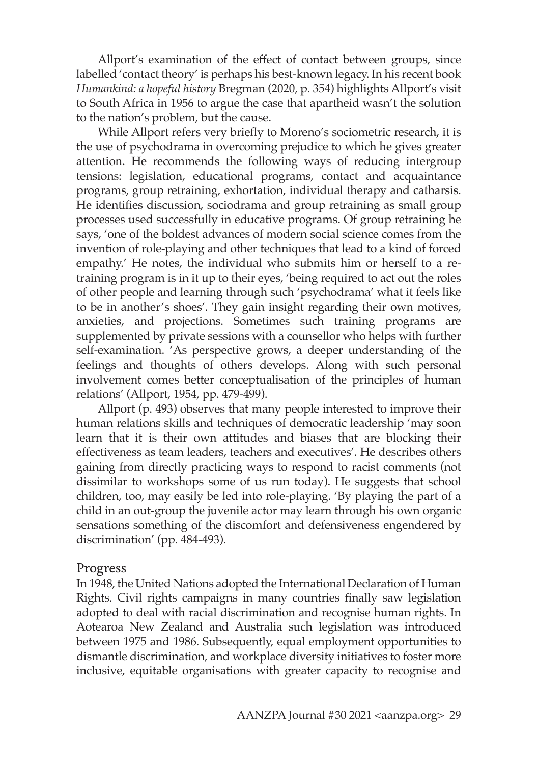Allport's examination of the effect of contact between groups, since labelled 'contact theory' is perhaps his best-known legacy. In his recent book *Humankind: a hopeful history* Bregman (2020, p. 354) highlights Allport's visit to South Africa in 1956 to argue the case that apartheid wasn't the solution to the nation's problem, but the cause.

While Allport refers very briefly to Moreno's sociometric research, it is the use of psychodrama in overcoming prejudice to which he gives greater attention. He recommends the following ways of reducing intergroup tensions: legislation, educational programs, contact and acquaintance programs, group retraining, exhortation, individual therapy and catharsis. He identifies discussion, sociodrama and group retraining as small group processes used successfully in educative programs. Of group retraining he says, 'one of the boldest advances of modern social science comes from the invention of role-playing and other techniques that lead to a kind of forced empathy.' He notes, the individual who submits him or herself to a re-training program is in it up to their eyes, 'being required to act out the roles of other people and learning through such 'psychodrama' what it feels like to be in another's shoes'. They gain insight regarding their own motives, anxieties, and projections. Sometimes such training programs are supplemented by private sessions with a counsellor who helps with further self-examination. 'As perspective grows, a deeper understanding of the feelings and thoughts of others develops. Along with such personal involvement comes better conceptualisation of the principles of human relations' (Allport, 1954, pp. 479-499).

Allport (p. 493) observes that many people interested to improve their human relations skills and techniques of democratic leadership 'may soon learn that it is their own attitudes and biases that are blocking their effectiveness as team leaders, teachers and executives'. He describes others gaining from directly practicing ways to respond to racist comments (not dissimilar to workshops some of us run today). He suggests that school children, too, may easily be led into role-playing. 'By playing the part of a child in an out-group the juvenile actor may learn through his own organic sensations something of the discomfort and defensiveness engendered by discrimination' (pp. 484-493).

## Progress

In 1948, the United Nations adopted the International Declaration of Human Rights. Civil rights campaigns in many countries finally saw legislation adopted to deal with racial discrimination and recognise human rights. In Aotearoa New Zealand and Australia such legislation was introduced between 1975 and 1986. Subsequently, equal employment opportunities to dismantle discrimination, and workplace diversity initiatives to foster more inclusive, equitable organisations with greater capacity to recognise and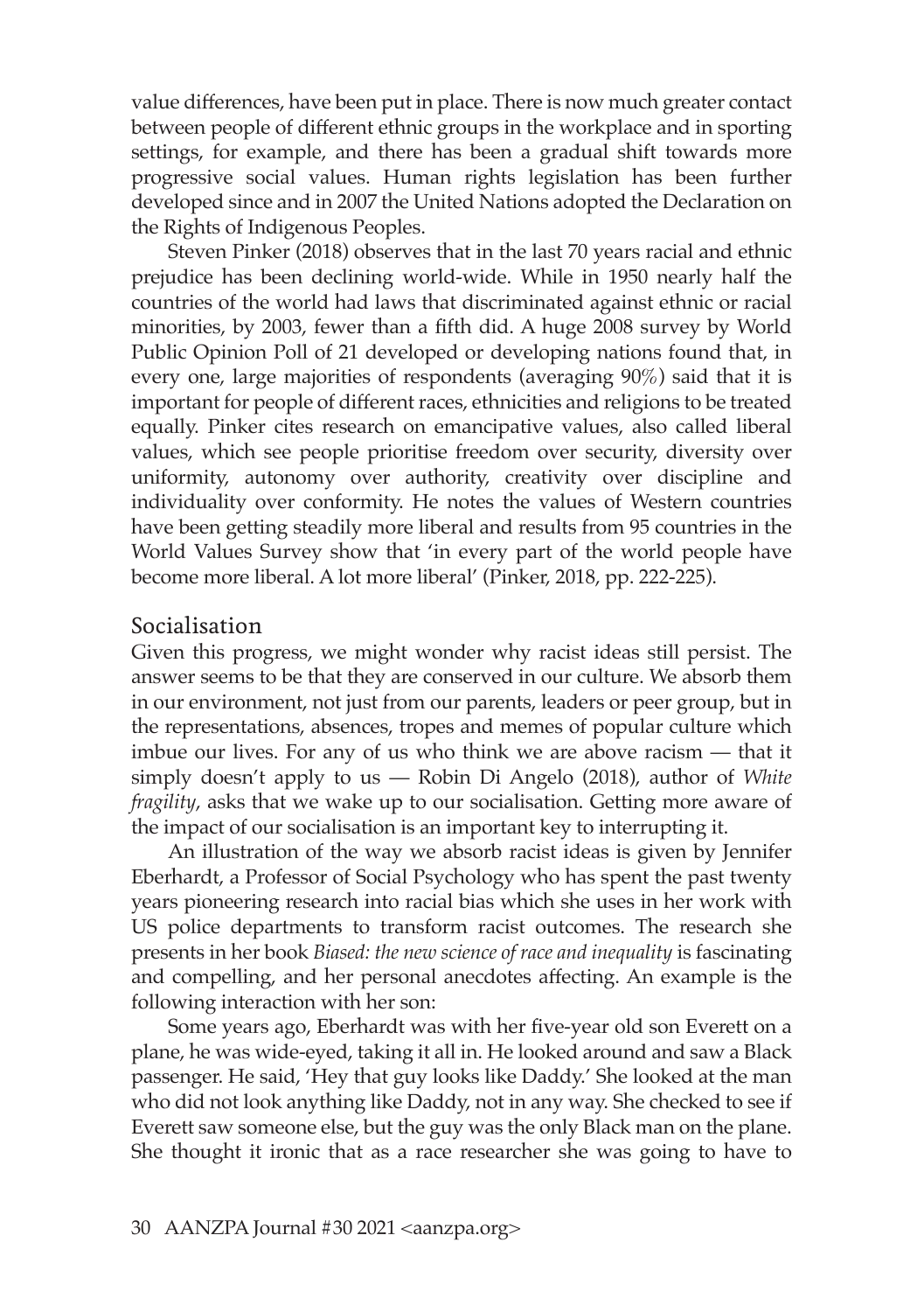value differences, have been put in place. There is now much greater contact between people of different ethnic groups in the workplace and in sporting settings, for example, and there has been a gradual shift towards more progressive social values. Human rights legislation has been further developed since and in 2007 the United Nations adopted the Declaration on the Rights of Indigenous Peoples.

Steven Pinker (2018) observes that in the last 70 years racial and ethnic prejudice has been declining world-wide. While in 1950 nearly half the countries of the world had laws that discriminated against ethnic or racial minorities, by 2003, fewer than a fifth did. A huge 2008 survey by World Public Opinion Poll of 21 developed or developing nations found that, in every one, large majorities of respondents (averaging 90%) said that it is important for people of different races, ethnicities and religions to be treated equally. Pinker cites research on emancipative values, also called liberal values, which see people prioritise freedom over security, diversity over uniformity, autonomy over authority, creativity over discipline and individuality over conformity. He notes the values of Western countries have been getting steadily more liberal and results from 95 countries in the World Values Survey show that 'in every part of the world people have become more liberal. A lot more liberal' (Pinker, 2018, pp. 222-225).

## Socialisation

Given this progress, we might wonder why racist ideas still persist. The answer seems to be that they are conserved in our culture. We absorb them in our environment, not just from our parents, leaders or peer group, but in the representations, absences, tropes and memes of popular culture which imbue our lives. For any of us who think we are above racism — that it simply doesn't apply to us — Robin Di Angelo (2018), author of *White fragility*, asks that we wake up to our socialisation. Getting more aware of the impact of our socialisation is an important key to interrupting it.

An illustration of the way we absorb racist ideas is given by Jennifer Eberhardt, a Professor of Social Psychology who has spent the past twenty years pioneering research into racial bias which she uses in her work with US police departments to transform racist outcomes. The research she presents in her book *Biased: the new science of race and inequality* is fascinating and compelling, and her personal anecdotes affecting. An example is the following interaction with her son:

Some years ago, Eberhardt was with her five-year old son Everett on a plane, he was wide-eyed, taking it all in. He looked around and saw a Black passenger. He said, 'Hey that guy looks like Daddy.' She looked at the man who did not look anything like Daddy, not in any way. She checked to see if Everett saw someone else, but the guy was the only Black man on the plane. She thought it ironic that as a race researcher she was going to have to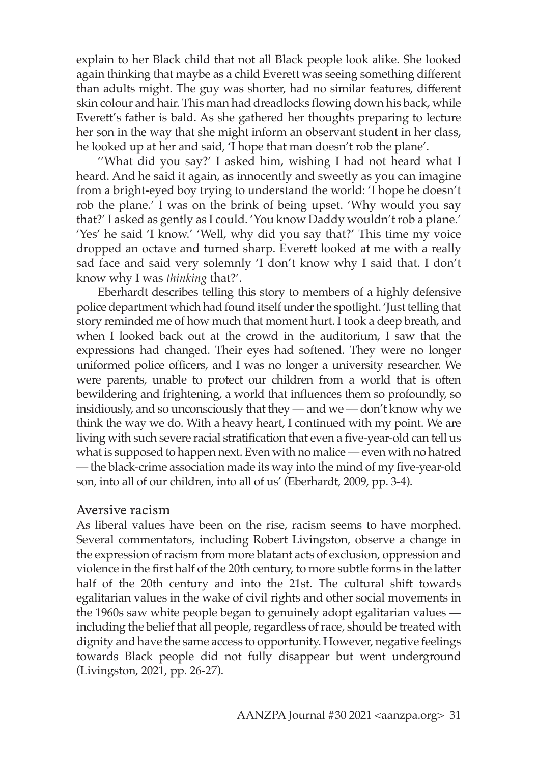explain to her Black child that not all Black people look alike. She looked again thinking that maybe as a child Everett was seeing something different than adults might. The guy was shorter, had no similar features, different skin colour and hair. This man had dreadlocks flowing down his back, while Everett's father is bald. As she gathered her thoughts preparing to lecture her son in the way that she might inform an observant student in her class, he looked up at her and said, 'I hope that man doesn't rob the plane'.

''What did you say?' I asked him, wishing I had not heard what I heard. And he said it again, as innocently and sweetly as you can imagine from a bright-eyed boy trying to understand the world: 'I hope he doesn't rob the plane.' I was on the brink of being upset. 'Why would you say that?' I asked as gently as I could. 'You know Daddy wouldn't rob a plane.' 'Yes' he said 'I know.' 'Well, why did you say that?' This time my voice dropped an octave and turned sharp. Everett looked at me with a really sad face and said very solemnly 'I don't know why I said that. I don't know why I was *thinking* that?'.

Eberhardt describes telling this story to members of a highly defensive police department which had found itself under the spotlight. 'Just telling that story reminded me of how much that moment hurt. I took a deep breath, and when I looked back out at the crowd in the auditorium, I saw that the expressions had changed. Their eyes had softened. They were no longer uniformed police officers, and I was no longer a university researcher. We were parents, unable to protect our children from a world that is often bewildering and frightening, a world that influences them so profoundly, so insidiously, and so unconsciously that they — and we — don't know why we think the way we do. With a heavy heart, I continued with my point. We are living with such severe racial stratification that even a five-year-old can tell us what is supposed to happen next. Even with no malice — even with no hatred — the black-crime association made its way into the mind of my five-year-old son, into all of our children, into all of us' (Eberhardt, 2009, pp. 3-4).

## Aversive racism

As liberal values have been on the rise, racism seems to have morphed. Several commentators, including Robert Livingston, observe a change in the expression of racism from more blatant acts of exclusion, oppression and violence in the first half of the 20th century, to more subtle forms in the latter half of the 20th century and into the 21st. The cultural shift towards egalitarian values in the wake of civil rights and other social movements in the 1960s saw white people began to genuinely adopt egalitarian values — including the belief that all people, regardless of race, should be treated with dignity and have the same access to opportunity. However, negative feelings towards Black people did not fully disappear but went underground (Livingston, 2021, pp. 26-27).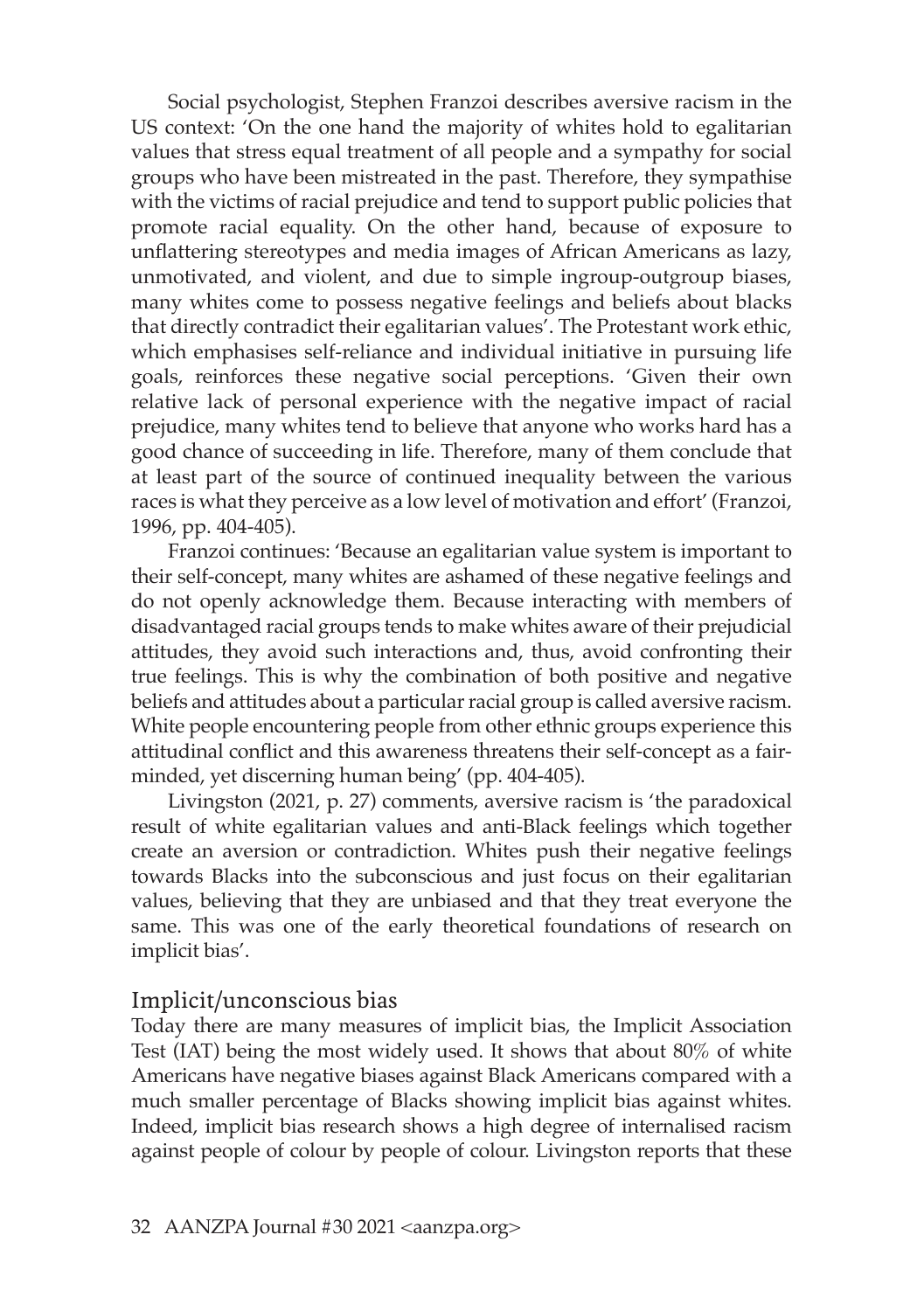Social psychologist, Stephen Franzoi describes aversive racism in the US context: 'On the one hand the majority of whites hold to egalitarian values that stress equal treatment of all people and a sympathy for social groups who have been mistreated in the past. Therefore, they sympathise with the victims of racial prejudice and tend to support public policies that promote racial equality. On the other hand, because of exposure to unflattering stereotypes and media images of African Americans as lazy, unmotivated, and violent, and due to simple ingroup-outgroup biases, many whites come to possess negative feelings and beliefs about blacks that directly contradict their egalitarian values'. The Protestant work ethic, which emphasises self-reliance and individual initiative in pursuing life goals, reinforces these negative social perceptions. 'Given their own relative lack of personal experience with the negative impact of racial prejudice, many whites tend to believe that anyone who works hard has a good chance of succeeding in life. Therefore, many of them conclude that at least part of the source of continued inequality between the various races is what they perceive as a low level of motivation and effort' (Franzoi, 1996, pp. 404-405).

Franzoi continues: 'Because an egalitarian value system is important to their self-concept, many whites are ashamed of these negative feelings and do not openly acknowledge them. Because interacting with members of disadvantaged racial groups tends to make whites aware of their prejudicial attitudes, they avoid such interactions and, thus, avoid confronting their true feelings. This is why the combination of both positive and negative beliefs and attitudes about a particular racial group is called aversive racism. White people encountering people from other ethnic groups experience this attitudinal conflict and this awareness threatens their self-concept as a fair-minded, yet discerning human being' (pp. 404-405).

Livingston (2021, p. 27) comments, aversive racism is 'the paradoxical result of white egalitarian values and anti-Black feelings which together create an aversion or contradiction. Whites push their negative feelings towards Blacks into the subconscious and just focus on their egalitarian values, believing that they are unbiased and that they treat everyone the same. This was one of the early theoretical foundations of research on implicit bias'.

## Implicit/unconscious bias

Today there are many measures of implicit bias, the Implicit Association Test (IAT) being the most widely used. It shows that about 80% of white Americans have negative biases against Black Americans compared with a much smaller percentage of Blacks showing implicit bias against whites. Indeed, implicit bias research shows a high degree of internalised racism against people of colour by people of colour. Livingston reports that these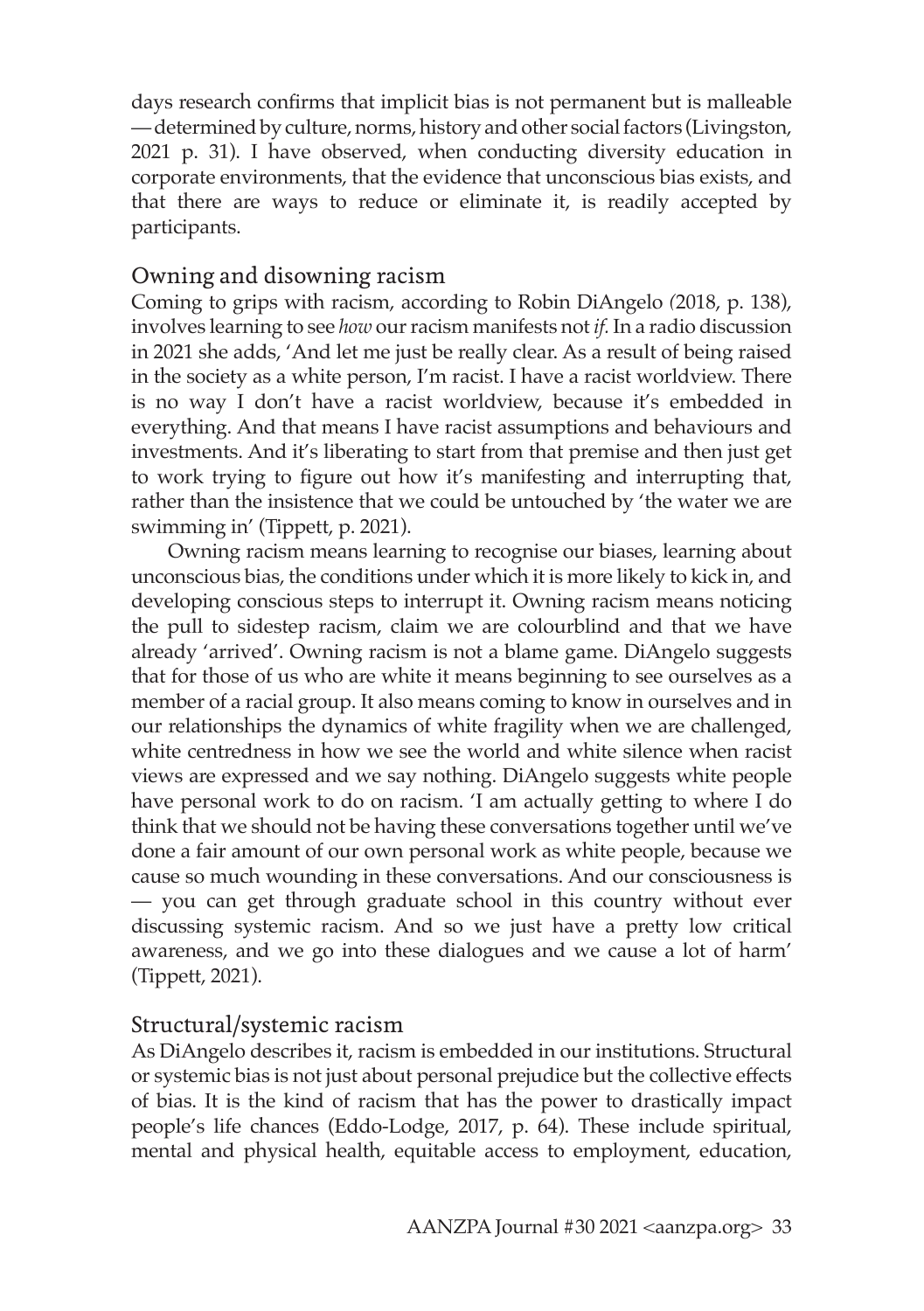days research confirms that implicit bias is not permanent but is malleable — determined by culture, norms, history and other social factors (Livingston, 2021 p. 31). I have observed, when conducting diversity education in corporate environments, that the evidence that unconscious bias exists, and that there are ways to reduce or eliminate it, is readily accepted by participants.

## Owning and disowning racism

Coming to grips with racism, according to Robin DiAngelo (2018, p. 138), involves learning to see *how* our racism manifests not *if.* In a radio discussion in 2021 she adds, 'And let me just be really clear. As a result of being raised in the society as a white person, I'm racist. I have a racist worldview. There is no way I don't have a racist worldview, because it's embedded in everything. And that means I have racist assumptions and behaviours and investments. And it's liberating to start from that premise and then just get to work trying to figure out how it's manifesting and interrupting that, rather than the insistence that we could be untouched by 'the water we are swimming in' (Tippett, p. 2021).

Owning racism means learning to recognise our biases, learning about unconscious bias, the conditions under which it is more likely to kick in, and developing conscious steps to interrupt it. Owning racism means noticing the pull to sidestep racism, claim we are colourblind and that we have already 'arrived'. Owning racism is not a blame game. DiAngelo suggests that for those of us who are white it means beginning to see ourselves as a member of a racial group. It also means coming to know in ourselves and in our relationships the dynamics of white fragility when we are challenged, white centredness in how we see the world and white silence when racist views are expressed and we say nothing. DiAngelo suggests white people have personal work to do on racism. 'I am actually getting to where I do think that we should not be having these conversations together until we've done a fair amount of our own personal work as white people, because we cause so much wounding in these conversations. And our consciousness is — you can get through graduate school in this country without ever discussing systemic racism. And so we just have a pretty low critical awareness, and we go into these dialogues and we cause a lot of harm' (Tippett, 2021).

## Structural/systemic racism

As DiAngelo describes it, racism is embedded in our institutions. Structural or systemic bias is not just about personal prejudice but the collective effects of bias. It is the kind of racism that has the power to drastically impact people's life chances (Eddo-Lodge, 2017, p. 64). These include spiritual, mental and physical health, equitable access to employment, education,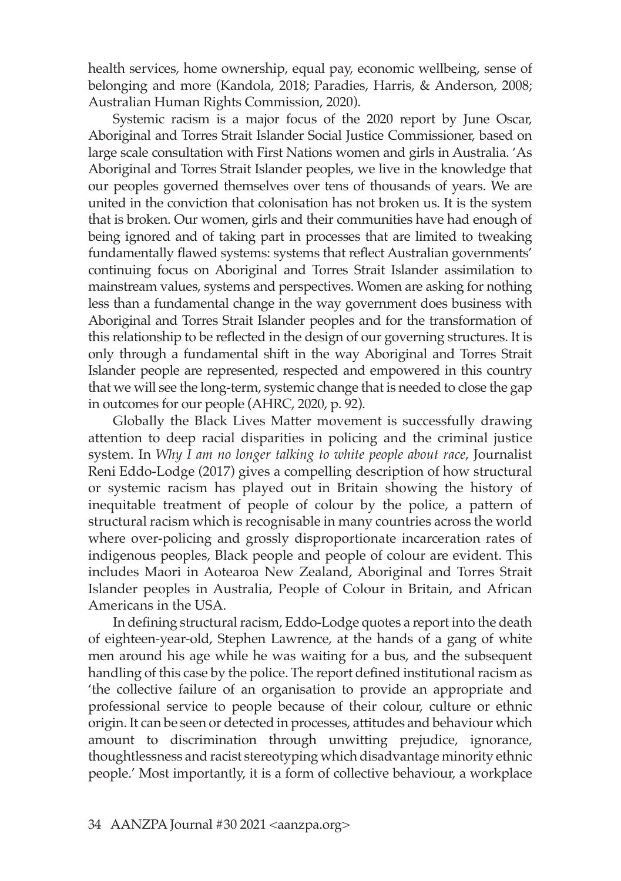health services, home ownership, equal pay, economic wellbeing, sense of belonging and more (Kandola, 2018; Paradies, Harris, & Anderson, 2008; Australian Human Rights Commission, 2020).

Systemic racism is a major focus of the 2020 report by June Oscar, Aboriginal and Torres Strait Islander Social Justice Commissioner, based on large scale consultation with First Nations women and girls in Australia. 'As Aboriginal and Torres Strait Islander peoples, we live in the knowledge that our peoples governed themselves over tens of thousands of years. We are united in the conviction that colonisation has not broken us. It is the system that is broken. Our women, girls and their communities have had enough of being ignored and of taking part in processes that are limited to tweaking fundamentally flawed systems: systems that reflect Australian governments' continuing focus on Aboriginal and Torres Strait Islander assimilation to mainstream values, systems and perspectives. Women are asking for nothing less than a fundamental change in the way government does business with Aboriginal and Torres Strait Islander peoples and for the transformation of this relationship to be reflected in the design of our governing structures. It is only through a fundamental shift in the way Aboriginal and Torres Strait Islander people are represented, respected and empowered in this country that we will see the long-term, systemic change that is needed to close the gap in outcomes for our people (AHRC, 2020, p. 92).

Globally the Black Lives Matter movement is successfully drawing attention to deep racial disparities in policing and the criminal justice system. In *Why I am no longer talking to white people about race*, Journalist Reni Eddo-Lodge (2017) gives a compelling description of how structural or systemic racism has played out in Britain showing the history of inequitable treatment of people of colour by the police, a pattern of structural racism which is recognisable in many countries across the world where over-policing and grossly disproportionate incarceration rates of indigenous peoples, Black people and people of colour are evident. This includes Maori in Aotearoa New Zealand, Aboriginal and Torres Strait Islander peoples in Australia, People of Colour in Britain, and African Americans in the USA.

In defining structural racism, Eddo-Lodge quotes a report into the death of eighteen-year-old, Stephen Lawrence, at the hands of a gang of white men around his age while he was waiting for a bus, and the subsequent handling of this case by the police. The report defined institutional racism as 'the collective failure of an organisation to provide an appropriate and professional service to people because of their colour, culture or ethnic origin. It can be seen or detected in processes, attitudes and behaviour which amount to discrimination through unwitting prejudice, ignorance, thoughtlessness and racist stereotyping which disadvantage minority ethnic people.' Most importantly, it is a form of collective behaviour, a workplace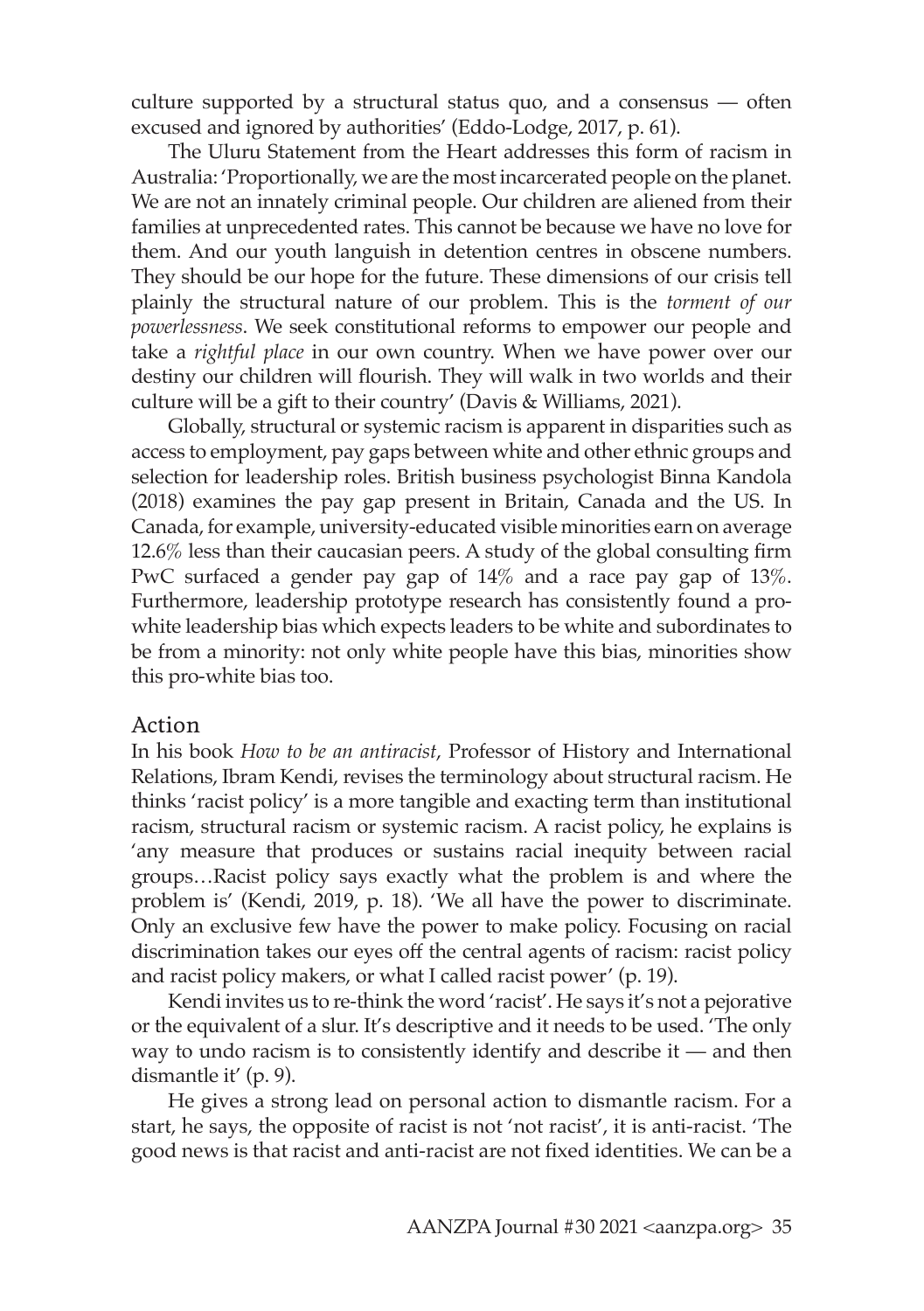culture supported by a structural status quo, and a consensus — often excused and ignored by authorities' (Eddo-Lodge, 2017, p. 61).

The Uluru Statement from the Heart addresses this form of racism in Australia: 'Proportionally, we are the most incarcerated people on the planet. We are not an innately criminal people. Our children are aliened from their families at unprecedented rates. This cannot be because we have no love for them. And our youth languish in detention centres in obscene numbers. They should be our hope for the future. These dimensions of our crisis tell plainly the structural nature of our problem. This is the *torment of our powerlessness*. We seek constitutional reforms to empower our people and take a *rightful place* in our own country. When we have power over our destiny our children will flourish. They will walk in two worlds and their culture will be a gift to their country' (Davis & Williams, 2021).

Globally, structural or systemic racism is apparent in disparities such as access to employment, pay gaps between white and other ethnic groups and selection for leadership roles. British business psychologist Binna Kandola (2018) examines the pay gap present in Britain, Canada and the US. In Canada, for example, university-educated visible minorities earn on average 12.6% less than their caucasian peers. A study of the global consulting firm PwC surfaced a gender pay gap of 14% and a race pay gap of 13%. Furthermore, leadership prototype research has consistently found a pro-white leadership bias which expects leaders to be white and subordinates to be from a minority: not only white people have this bias, minorities show this pro-white bias too.

## Action

In his book *How to be an antiracist*, Professor of History and International Relations, Ibram Kendi, revises the terminology about structural racism. He thinks 'racist policy' is a more tangible and exacting term than institutional racism, structural racism or systemic racism. A racist policy, he explains is 'any measure that produces or sustains racial inequity between racial groups…Racist policy says exactly what the problem is and where the problem is' (Kendi, 2019, p. 18). 'We all have the power to discriminate. Only an exclusive few have the power to make policy. Focusing on racial discrimination takes our eyes off the central agents of racism: racist policy and racist policy makers, or what I called racist power' (p. 19).

Kendi invites us to re-think the word 'racist'. He says it's not a pejorative or the equivalent of a slur. It's descriptive and it needs to be used. 'The only way to undo racism is to consistently identify and describe it — and then dismantle it' (p. 9).

He gives a strong lead on personal action to dismantle racism. For a start, he says, the opposite of racist is not 'not racist', it is anti-racist. 'The good news is that racist and anti-racist are not fixed identities. We can be a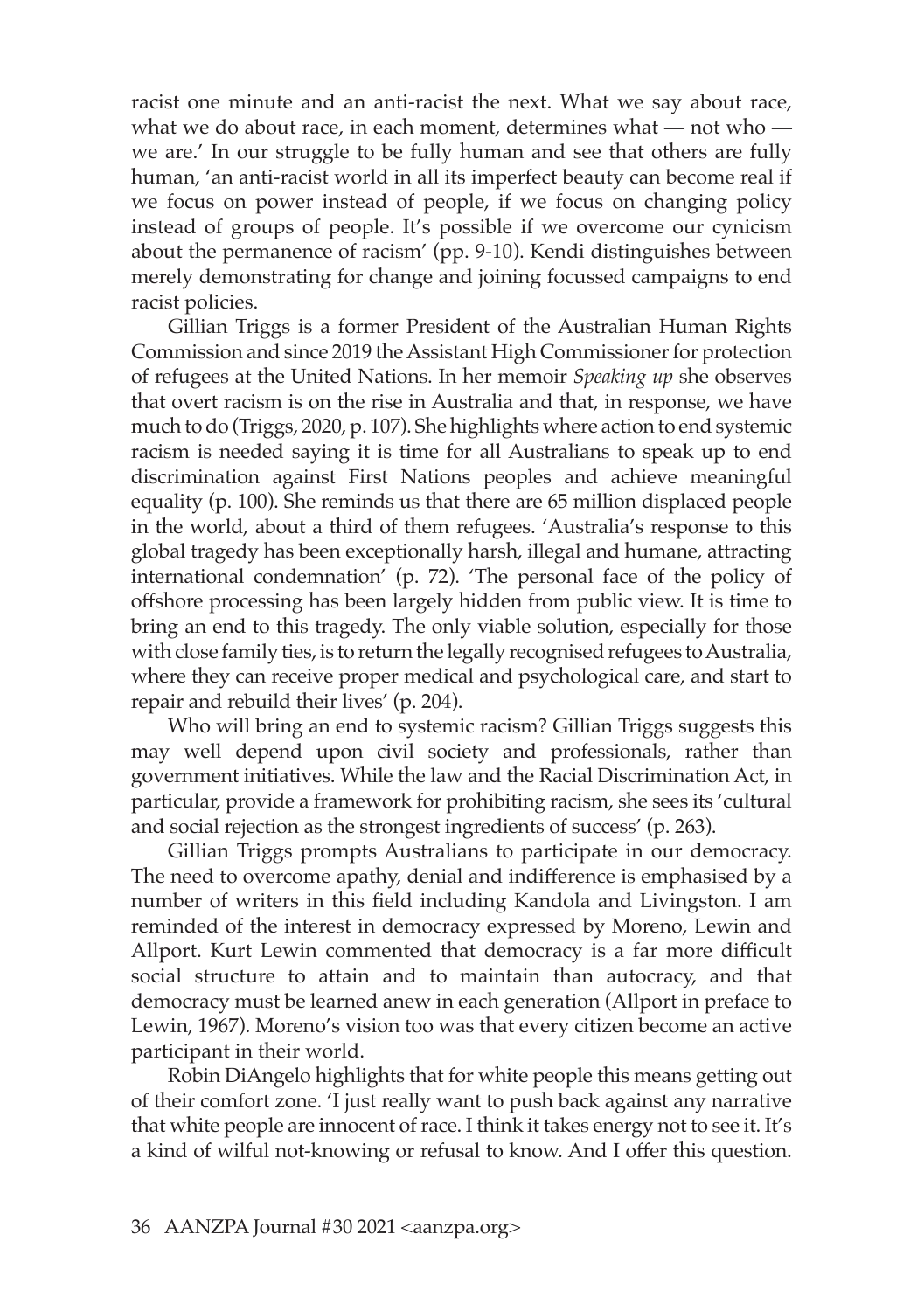racist one minute and an anti-racist the next. What we say about race, what we do about race, in each moment, determines what — not who — we are.' In our struggle to be fully human and see that others are fully human, 'an anti-racist world in all its imperfect beauty can become real if we focus on power instead of people, if we focus on changing policy instead of groups of people. It's possible if we overcome our cynicism about the permanence of racism' (pp. 9-10). Kendi distinguishes between merely demonstrating for change and joining focussed campaigns to end racist policies.

Gillian Triggs is a former President of the Australian Human Rights Commission and since 2019 the Assistant High Commissioner for protection of refugees at the United Nations. In her memoir *Speaking up* she observes that overt racism is on the rise in Australia and that, in response, we have much to do (Triggs, 2020, p. 107). She highlights where action to end systemic racism is needed saying it is time for all Australians to speak up to end discrimination against First Nations peoples and achieve meaningful equality (p. 100). She reminds us that there are 65 million displaced people in the world, about a third of them refugees. 'Australia's response to this global tragedy has been exceptionally harsh, illegal and humane, attracting international condemnation' (p. 72). 'The personal face of the policy of offshore processing has been largely hidden from public view. It is time to bring an end to this tragedy. The only viable solution, especially for those with close family ties, is to return the legally recognised refugees to Australia, where they can receive proper medical and psychological care, and start to repair and rebuild their lives' (p. 204).

Who will bring an end to systemic racism? Gillian Triggs suggests this may well depend upon civil society and professionals, rather than government initiatives. While the law and the Racial Discrimination Act, in particular, provide a framework for prohibiting racism, she sees its 'cultural and social rejection as the strongest ingredients of success' (p. 263).

Gillian Triggs prompts Australians to participate in our democracy. The need to overcome apathy, denial and indifference is emphasised by a number of writers in this field including Kandola and Livingston. I am reminded of the interest in democracy expressed by Moreno, Lewin and Allport. Kurt Lewin commented that democracy is a far more difficult social structure to attain and to maintain than autocracy, and that democracy must be learned anew in each generation (Allport in preface to Lewin, 1967). Moreno's vision too was that every citizen become an active participant in their world.

Robin DiAngelo highlights that for white people this means getting out of their comfort zone. 'I just really want to push back against any narrative that white people are innocent of race. I think it takes energy not to see it. It's a kind of wilful not-knowing or refusal to know. And I offer this question.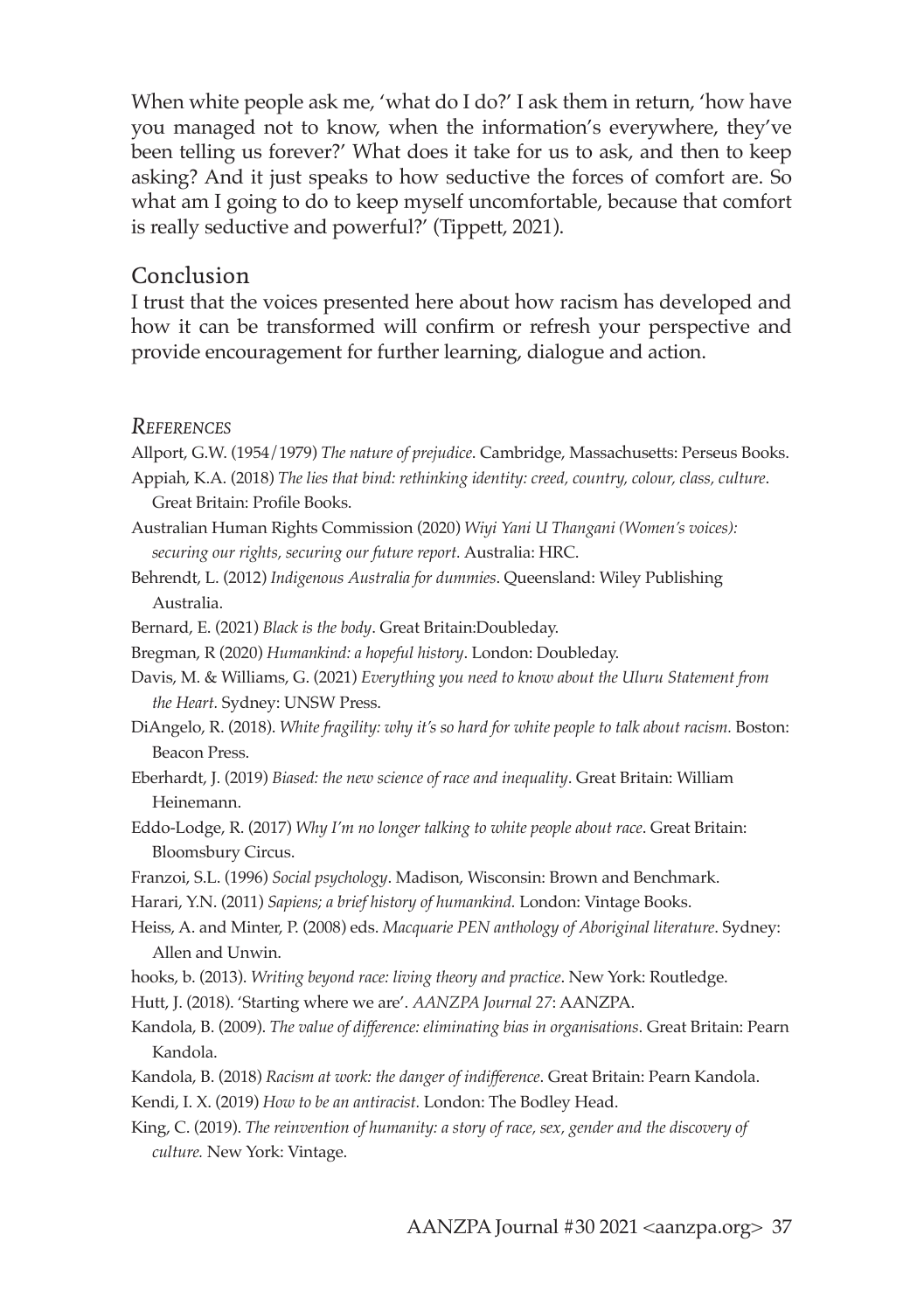When white people ask me, 'what do I do?' I ask them in return, 'how have you managed not to know, when the information's everywhere, they've been telling us forever?' What does it take for us to ask, and then to keep asking? And it just speaks to how seductive the forces of comfort are. So what am I going to do to keep myself uncomfortable, because that comfort is really seductive and powerful?' (Tippett, 2021).

## Conclusion

I trust that the voices presented here about how racism has developed and how it can be transformed will confirm or refresh your perspective and provide encouragement for further learning, dialogue and action.

### *References*

Allport, G.W. (1954/1979) *The nature of prejudice*. Cambridge, Massachusetts: Perseus Books.

Appiah, K.A. (2018) *The lies that bind: rethinking identity: creed, country, colour, class, culture*. Great Britain: Profile Books.

Australian Human Rights Commission (2020) *Wiyi Yani U Thangani (Women's voices): securing our rights, securing our future report.* Australia: HRC.

Behrendt, L. (2012) *Indigenous Australia for dummies*. Queensland: Wiley Publishing Australia.

Bernard, E. (2021) *Black is the body*. Great Britain:Doubleday.

Bregman, R (2020) *Humankind: a hopeful history*. London: Doubleday.

Davis, M. & Williams, G. (2021) *Everything you need to know about the Uluru Statement from the Heart.* Sydney: UNSW Press.

DiAngelo, R. (2018). *White fragility: why it's so hard for white people to talk about racism.* Boston: Beacon Press.

Eberhardt, J. (2019) *Biased: the new science of race and inequality*. Great Britain: William Heinemann.

Eddo-Lodge, R. (2017) *Why I'm no longer talking to white people about race*. Great Britain: Bloomsbury Circus.

Franzoi, S.L. (1996) *Social psychology*. Madison, Wisconsin: Brown and Benchmark.

Harari, Y.N. (2011) *Sapiens; a brief history of humankind.* London: Vintage Books.

Heiss, A. and Minter, P. (2008) eds. *Macquarie PEN anthology of Aboriginal literature*. Sydney: Allen and Unwin.

hooks, b. (2013). *Writing beyond race: living theory and practice*. New York: Routledge.

Hutt, J. (2018). 'Starting where we are'. *AANZPA Journal 27*: AANZPA.

Kandola, B. (2009). *The value of difference: eliminating bias in organisations*. Great Britain: Pearn Kandola.

Kandola, B. (2018) *Racism at work: the danger of indifference*. Great Britain: Pearn Kandola.

Kendi, I. X. (2019) *How to be an antiracist.* London: The Bodley Head.

King, C. (2019). *The reinvention of humanity: a story of race, sex, gender and the discovery of culture.* New York: Vintage.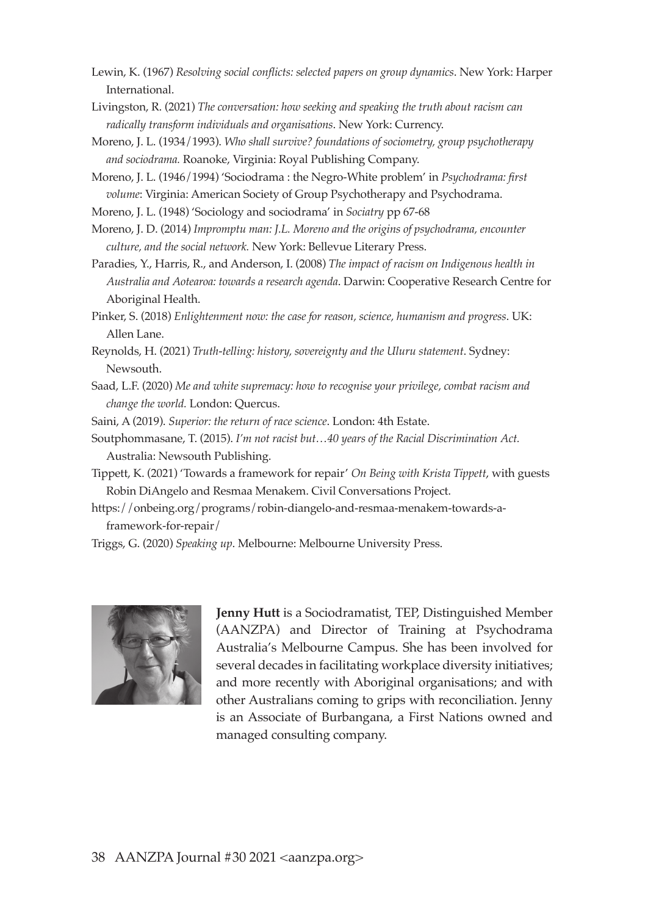Lewin, K. (1967) *Resolving social conflicts: selected papers on group dynamics*. New York: Harper International.

Livingston, R. (2021) *The conversation: how seeking and speaking the truth about racism can radically transform individuals and organisations*. New York: Currency.

Moreno, J. L. (1934/1993). *Who shall survive? foundations of sociometry, group psychotherapy and sociodrama.* Roanoke, Virginia: Royal Publishing Company.

Moreno, J. L. (1946/1994) 'Sociodrama : the Negro-White problem' in *Psychodrama: first volume*: Virginia: American Society of Group Psychotherapy and Psychodrama.

Moreno, J. L. (1948) 'Sociology and sociodrama' in *Sociatry* pp 67-68

Moreno, J. D. (2014) *Impromptu man: J.L. Moreno and the origins of psychodrama, encounter culture, and the social network.* New York: Bellevue Literary Press.

Paradies, Y., Harris, R., and Anderson, I. (2008) *The impact of racism on Indigenous health in Australia and Aotearoa: towards a research agenda*. Darwin: Cooperative Research Centre for Aboriginal Health.

Pinker, S. (2018) *Enlightenment now: the case for reason, science, humanism and progress*. UK: Allen Lane.

Reynolds, H. (2021) *Truth-telling: history, sovereignty and the Uluru statement*. Sydney: Newsouth.

Saad, L.F. (2020) *Me and white supremacy: how to recognise your privilege, combat racism and change the world.* London: Quercus.

Saini, A (2019). *Superior: the return of race science*. London: 4th Estate.

Soutphommasane, T. (2015). *I'm not racist but…40 years of the Racial Discrimination Act.* Australia: Newsouth Publishing.

Tippett, K. (2021) 'Towards a framework for repair' *On Being with Krista Tippett*, with guests Robin DiAngelo and Resmaa Menakem. Civil Conversations Project.

https://onbeing.org/programs/robin-diangelo-and-resmaa-menakem-towards-a-framework-for-repair/

Triggs, G. (2020) *Speaking up*. Melbourne: Melbourne University Press.

**Jenny Hutt** is a Sociodramatist, TEP, Distinguished Member (AANZPA) and Director of Training at Psychodrama Australia's Melbourne Campus. She has been involved for several decades in facilitating workplace diversity initiatives; and more recently with Aboriginal organisations; and with other Australians coming to grips with reconciliation. Jenny is an Associate of Burbangana, a First Nations owned and managed consulting company.